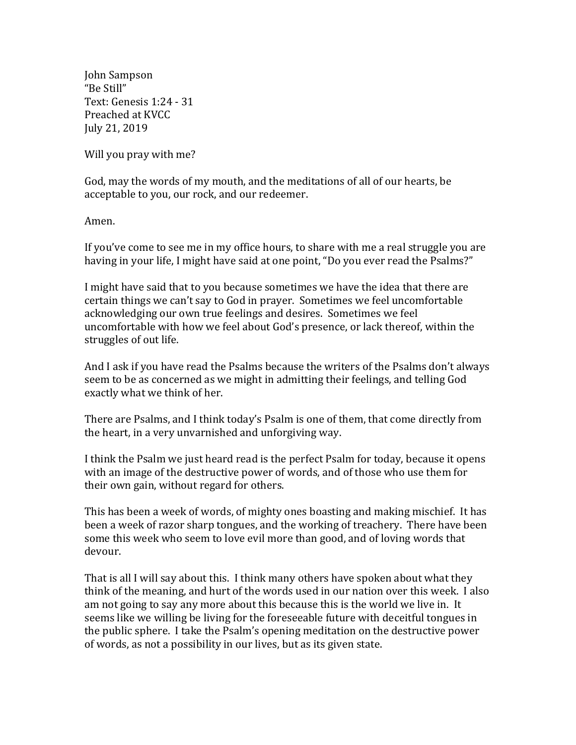John Sampson
"Be Still"
Text: Genesis 1:24 - 31
Preached at KVCC
July 21, 2019

Will you pray with me?

God, may the words of my mouth, and the meditations of all of our hearts, be acceptable to you, our rock, and our redeemer.

Amen.

If you've come to see me in my office hours, to share with me a real struggle you are having in your life, I might have said at one point, "Do you ever read the Psalms?"

I might have said that to you because sometimes we have the idea that there are certain things we can't say to God in prayer. Sometimes we feel uncomfortable acknowledging our own true feelings and desires. Sometimes we feel uncomfortable with how we feel about God's presence, or lack thereof, within the struggles of out life.

And I ask if you have read the Psalms because the writers of the Psalms don't always seem to be as concerned as we might in admitting their feelings, and telling God exactly what we think of her.

There are Psalms, and I think today's Psalm is one of them, that come directly from the heart, in a very unvarnished and unforgiving way.

I think the Psalm we just heard read is the perfect Psalm for today, because it opens with an image of the destructive power of words, and of those who use them for their own gain, without regard for others.

This has been a week of words, of mighty ones boasting and making mischief. It has been a week of razor sharp tongues, and the working of treachery. There have been some this week who seem to love evil more than good, and of loving words that devour.

That is all I will say about this. I think many others have spoken about what they think of the meaning, and hurt of the words used in our nation over this week. I also am not going to say any more about this because this is the world we live in. It seems like we willing be living for the foreseeable future with deceitful tongues in the public sphere. I take the Psalm's opening meditation on the destructive power of words, as not a possibility in our lives, but as its given state.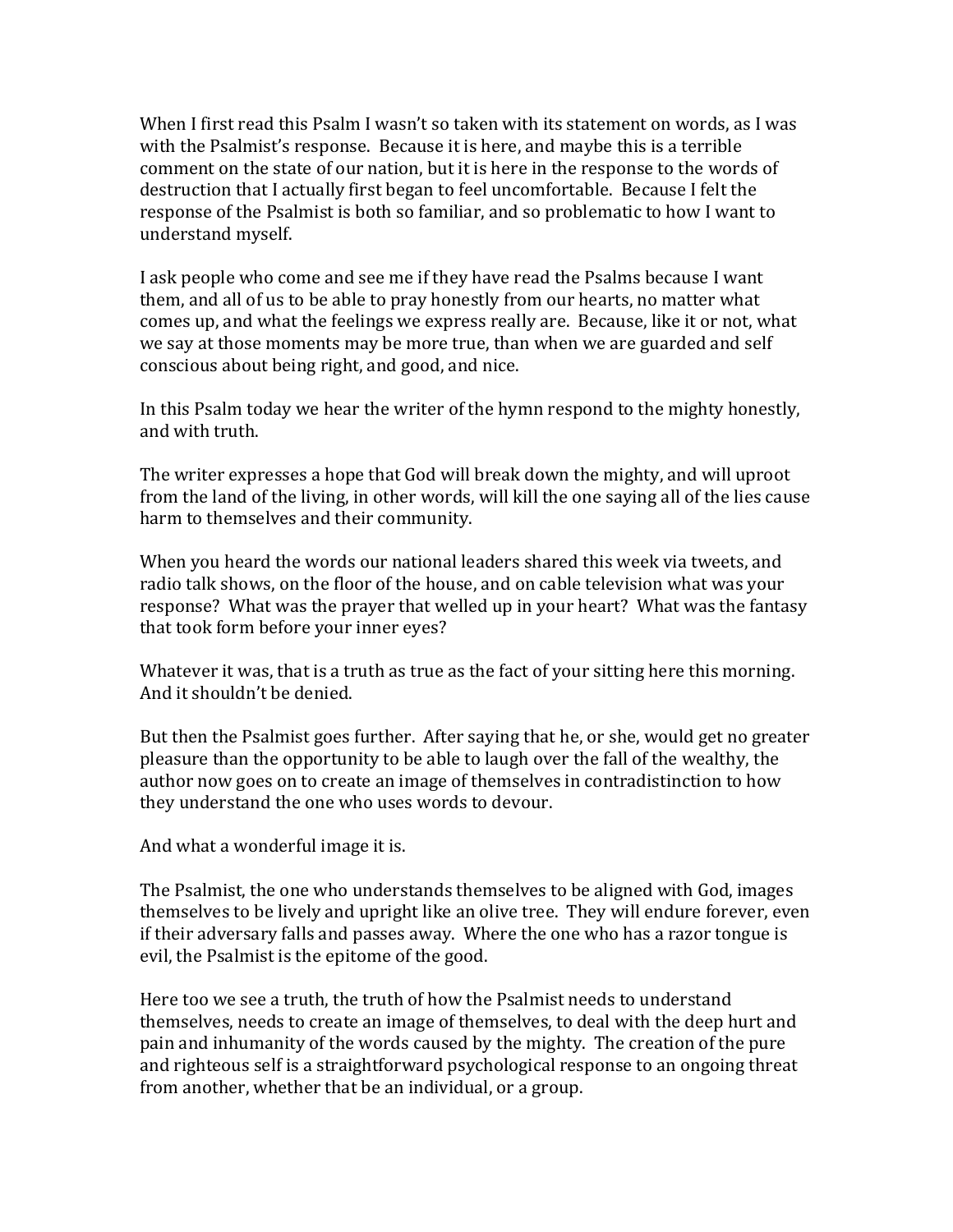When I first read this Psalm I wasn't so taken with its statement on words, as I was with the Psalmist's response. Because it is here, and maybe this is a terrible comment on the state of our nation, but it is here in the response to the words of destruction that I actually first began to feel uncomfortable. Because I felt the response of the Psalmist is both so familiar, and so problematic to how I want to understand myself.

I ask people who come and see me if they have read the Psalms because I want them, and all of us to be able to pray honestly from our hearts, no matter what comes up, and what the feelings we express really are. Because, like it or not, what we say at those moments may be more true, than when we are guarded and self conscious about being right, and good, and nice.

In this Psalm today we hear the writer of the hymn respond to the mighty honestly, and with truth.

The writer expresses a hope that God will break down the mighty, and will uproot from the land of the living, in other words, will kill the one saying all of the lies cause harm to themselves and their community.

When you heard the words our national leaders shared this week via tweets, and radio talk shows, on the floor of the house, and on cable television what was your response? What was the prayer that welled up in your heart? What was the fantasy that took form before your inner eyes?

Whatever it was, that is a truth as true as the fact of your sitting here this morning. And it shouldn't be denied.

But then the Psalmist goes further. After saying that he, or she, would get no greater pleasure than the opportunity to be able to laugh over the fall of the wealthy, the author now goes on to create an image of themselves in contradistinction to how they understand the one who uses words to devour.

And what a wonderful image it is.

The Psalmist, the one who understands themselves to be aligned with God, images themselves to be lively and upright like an olive tree. They will endure forever, even if their adversary falls and passes away. Where the one who has a razor tongue is evil, the Psalmist is the epitome of the good.

Here too we see a truth, the truth of how the Psalmist needs to understand themselves, needs to create an image of themselves, to deal with the deep hurt and pain and inhumanity of the words caused by the mighty. The creation of the pure and righteous self is a straightforward psychological response to an ongoing threat from another, whether that be an individual, or a group.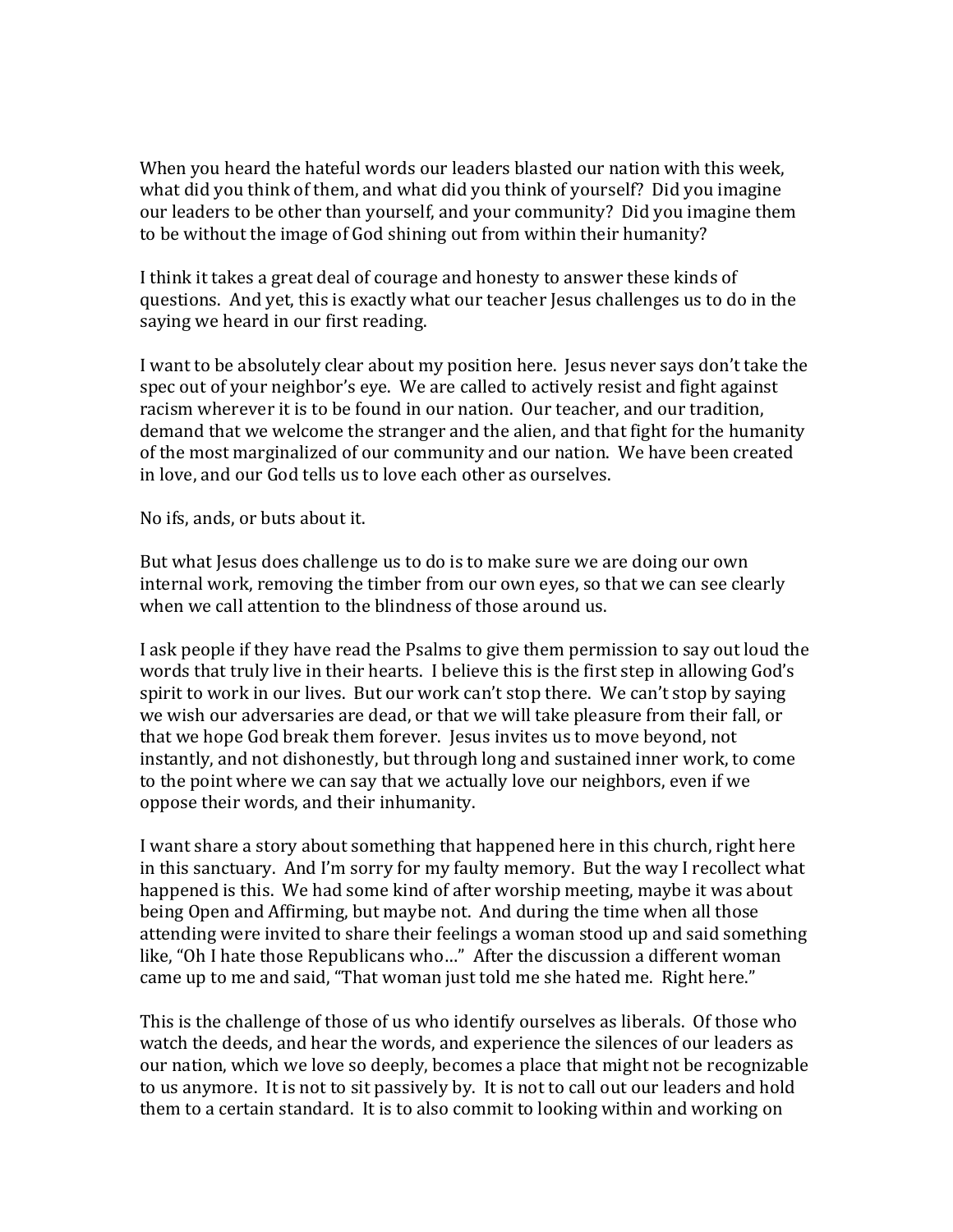When you heard the hateful words our leaders blasted our nation with this week, what did you think of them, and what did you think of yourself? Did you imagine our leaders to be other than yourself, and your community? Did you imagine them to be without the image of God shining out from within their humanity?

I think it takes a great deal of courage and honesty to answer these kinds of questions. And yet, this is exactly what our teacher Jesus challenges us to do in the saying we heard in our first reading.

I want to be absolutely clear about my position here. Jesus never says don't take the spec out of your neighbor's eye. We are called to actively resist and fight against racism wherever it is to be found in our nation. Our teacher, and our tradition, demand that we welcome the stranger and the alien, and that fight for the humanity of the most marginalized of our community and our nation. We have been created in love, and our God tells us to love each other as ourselves.

No ifs, ands, or buts about it.

But what Jesus does challenge us to do is to make sure we are doing our own internal work, removing the timber from our own eyes, so that we can see clearly when we call attention to the blindness of those around us.

I ask people if they have read the Psalms to give them permission to say out loud the words that truly live in their hearts. I believe this is the first step in allowing God's spirit to work in our lives. But our work can't stop there. We can't stop by saying we wish our adversaries are dead, or that we will take pleasure from their fall, or that we hope God break them forever. Jesus invites us to move beyond, not instantly, and not dishonestly, but through long and sustained inner work, to come to the point where we can say that we actually love our neighbors, even if we oppose their words, and their inhumanity.

I want share a story about something that happened here in this church, right here in this sanctuary. And I'm sorry for my faulty memory. But the way I recollect what happened is this. We had some kind of after worship meeting, maybe it was about being Open and Affirming, but maybe not. And during the time when all those attending were invited to share their feelings a woman stood up and said something like, "Oh I hate those Republicans who…" After the discussion a different woman came up to me and said, "That woman just told me she hated me. Right here."

This is the challenge of those of us who identify ourselves as liberals. Of those who watch the deeds, and hear the words, and experience the silences of our leaders as our nation, which we love so deeply, becomes a place that might not be recognizable to us anymore. It is not to sit passively by. It is not to call out our leaders and hold them to a certain standard. It is to also commit to looking within and working on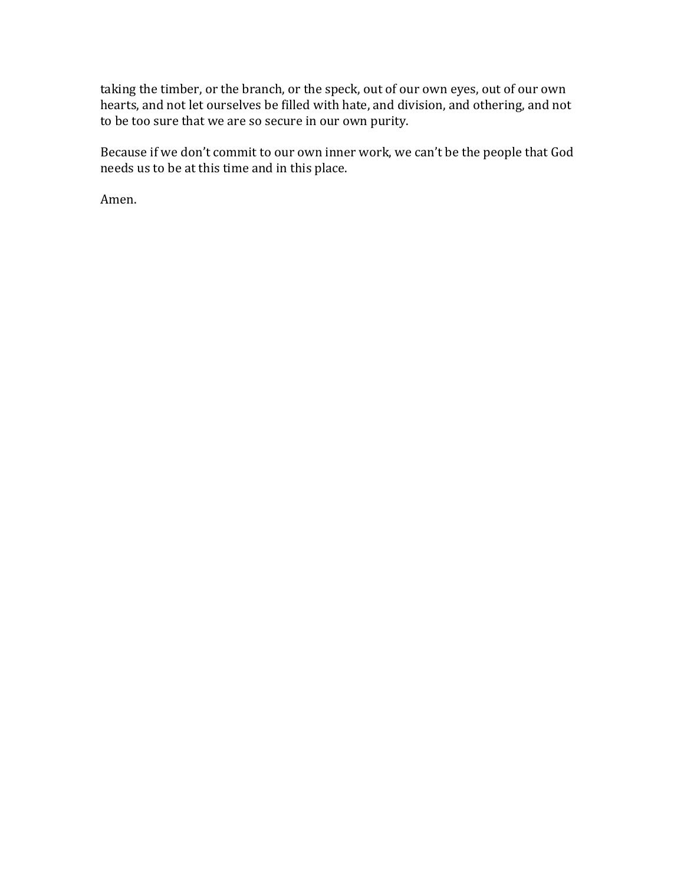taking the timber, or the branch, or the speck, out of our own eyes, out of our own hearts, and not let ourselves be filled with hate, and division, and othering, and not to be too sure that we are so secure in our own purity.

Because if we don't commit to our own inner work, we can't be the people that God needs us to be at this time and in this place.

Amen.